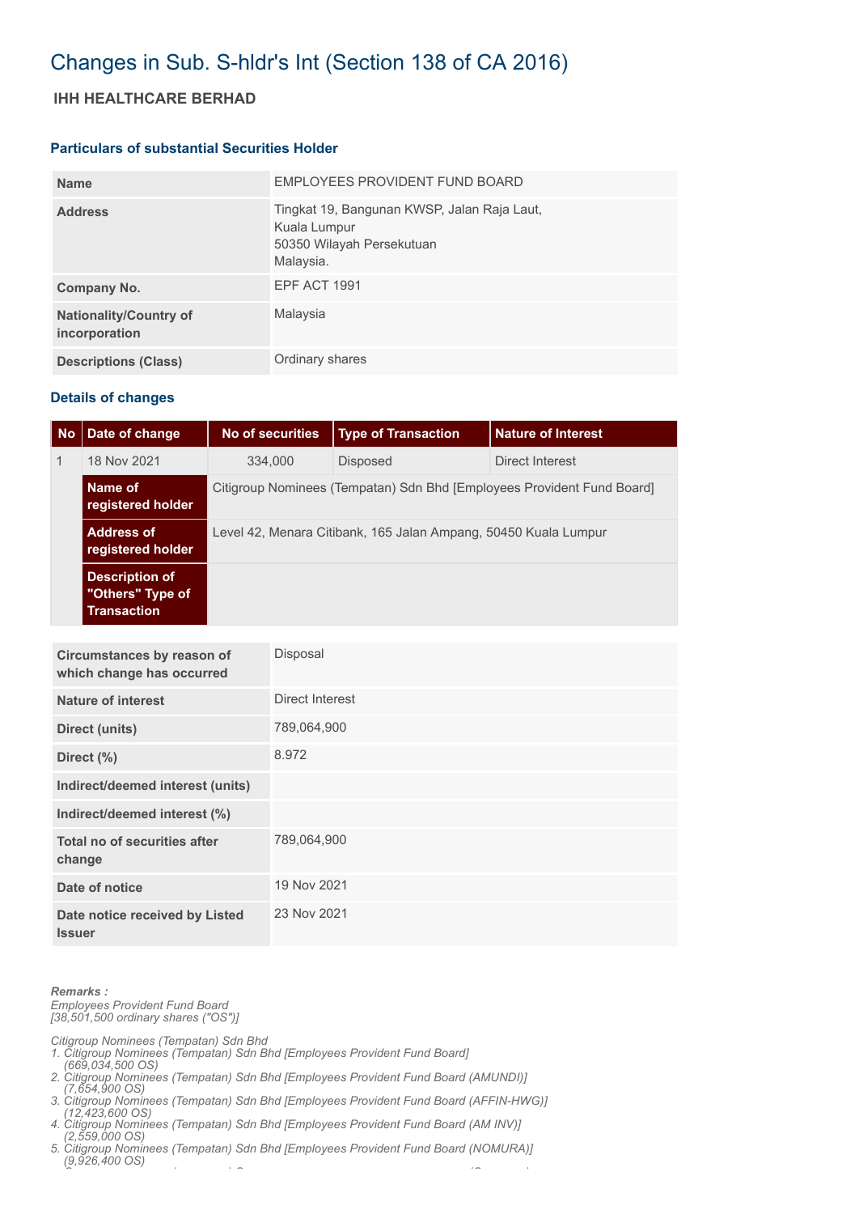# Changes in Sub. S-hldr's Int (Section 138 of CA 2016)

## IHH HEALTHCARE BERHAD

### Particulars of substantial Securities Holder

| | |
|---|---|
| **Name** | EMPLOYEES PROVIDENT FUND BOARD |
| **Address** | Tingkat 19, Bangunan KWSP, Jalan Raja Laut, Kuala Lumpur 50350 Wilayah Persekutuan Malaysia. |
| **Company No.** | EPF ACT 1991 |
| **Nationality/Country of incorporation** | Malaysia |
| **Descriptions (Class)** | Ordinary shares |

### Details of changes

| No | Date of change | No of securities | Type of Transaction | Nature of Interest |
|---|---|---|---|---|
| 1 | 18 Nov 2021 | 334,000 | Disposed | Direct Interest |
| | **Name of registered holder** | Citigroup Nominees (Tempatan) Sdn Bhd [Employees Provident Fund Board] | | |
| | **Address of registered holder** | Level 42, Menara Citibank, 165 Jalan Ampang, 50450 Kuala Lumpur | | |
| | **Description of "Others" Type of Transaction** | | | |

| | |
|---|---|
| **Circumstances by reason of which change has occurred** | Disposal |
| **Nature of interest** | Direct Interest |
| **Direct (units)** | 789,064,900 |
| **Direct (%)** | 8.972 |
| **Indirect/deemed interest (units)** | |
| **Indirect/deemed interest (%)** | |
| **Total no of securities after change** | 789,064,900 |
| **Date of notice** | 19 Nov 2021 |
| **Date notice received by Listed Issuer** | 23 Nov 2021 |

***Remarks :***

*Employees Provident Fund Board*
*[38,501,500 ordinary shares ("OS")]*

*Citigroup Nominees (Tempatan) Sdn Bhd*
1. *Citigroup Nominees (Tempatan) Sdn Bhd [Employees Provident Fund Board] (669,034,500 OS)*
2. *Citigroup Nominees (Tempatan) Sdn Bhd [Employees Provident Fund Board (AMUNDI)] (7,654,900 OS)*
3. *Citigroup Nominees (Tempatan) Sdn Bhd [Employees Provident Fund Board (AFFIN-HWG)] (12,423,600 OS)*
4. *Citigroup Nominees (Tempatan) Sdn Bhd [Employees Provident Fund Board (AM INV)] (2,559,000 OS)*
5. *Citigroup Nominees (Tempatan) Sdn Bhd [Employees Provident Fund Board (NOMURA)] (9,926,400 OS)*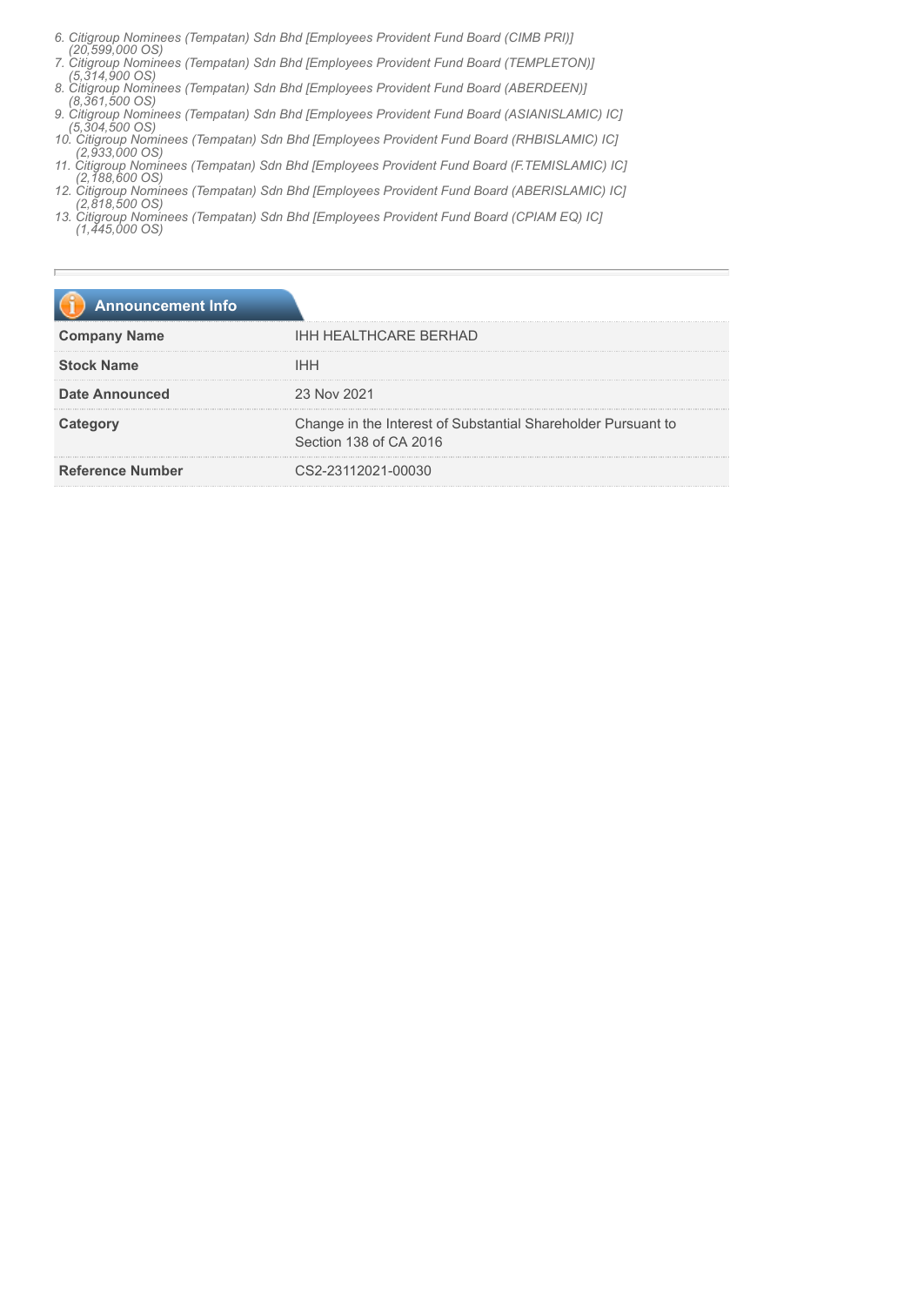*6. Citigroup Nominees (Tempatan) Sdn Bhd [Employees Provident Fund Board (CIMB PRI)] (20,599,000 OS)*
*7. Citigroup Nominees (Tempatan) Sdn Bhd [Employees Provident Fund Board (TEMPLETON)] (5,314,900 OS)*
*8. Citigroup Nominees (Tempatan) Sdn Bhd [Employees Provident Fund Board (ABERDEEN)] (8,361,500 OS)*
*9. Citigroup Nominees (Tempatan) Sdn Bhd [Employees Provident Fund Board (ASIANISLAMIC) IC] (5,304,500 OS)*
*10. Citigroup Nominees (Tempatan) Sdn Bhd [Employees Provident Fund Board (RHBISLAMIC) IC] (2,933,000 OS)*
*11. Citigroup Nominees (Tempatan) Sdn Bhd [Employees Provident Fund Board (F.TEMISLAMIC) IC] (2,188,600 OS)*
*12. Citigroup Nominees (Tempatan) Sdn Bhd [Employees Provident Fund Board (ABERISLAMIC) IC] (2,818,500 OS)*
*13. Citigroup Nominees (Tempatan) Sdn Bhd [Employees Provident Fund Board (CPIAM EQ) IC] (1,445,000 OS)*

## Announcement Info

| | |
|---|---|
| **Company Name** | IHH HEALTHCARE BERHAD |
| **Stock Name** | IHH |
| **Date Announced** | 23 Nov 2021 |
| **Category** | Change in the Interest of Substantial Shareholder Pursuant to Section 138 of CA 2016 |
| **Reference Number** | CS2-23112021-00030 |